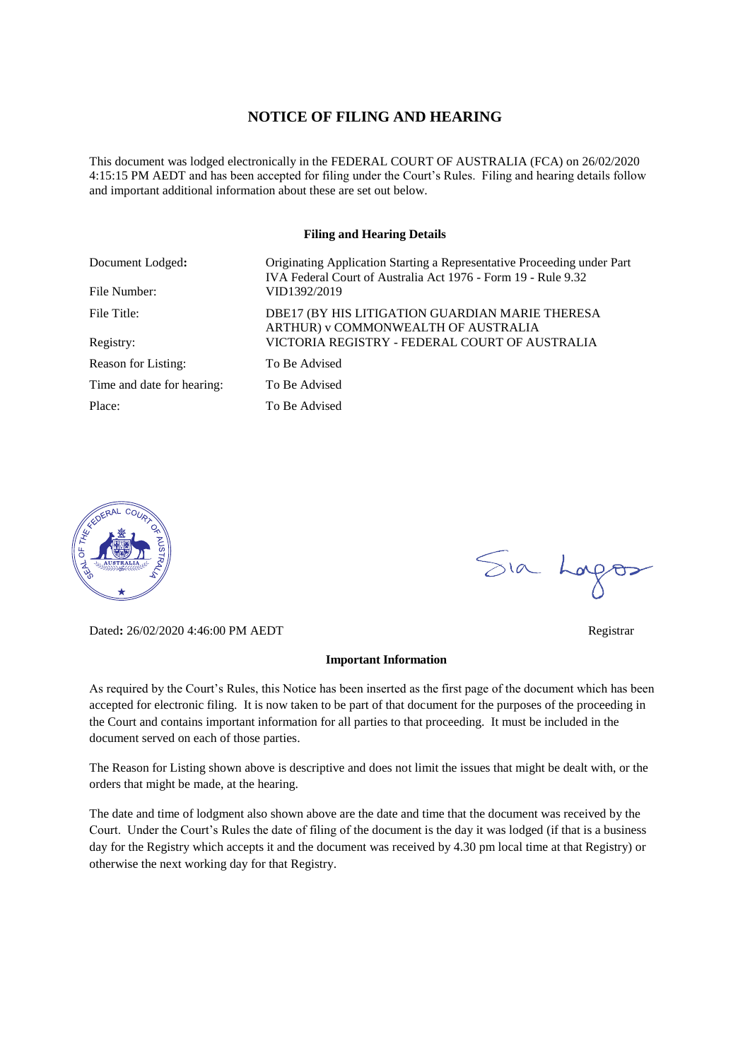# NOTICE OF FILING AND HEARING

This document was lodged electronically in the FEDERAL COURT OF AUSTRALIA (FCA) on 26/02/2020 4:15:15 PM AEDT and has been accepted for filing under the Court's Rules. Filing and hearing details follow and important additional information about these are set out below.

### Filing and Hearing Details

| | |
|---|---|
| Document Lodged: | Originating Application Starting a Representative Proceeding under Part IVA Federal Court of Australia Act 1976 - Form 19 - Rule 9.32 |
| File Number: | VID1392/2019 |
| File Title: | DBE17 (BY HIS LITIGATION GUARDIAN MARIE THERESA ARTHUR) v COMMONWEALTH OF AUSTRALIA |
| Registry: | VICTORIA REGISTRY - FEDERAL COURT OF AUSTRALIA |
| Reason for Listing: | To Be Advised |
| Time and date for hearing: | To Be Advised |
| Place: | To Be Advised |

Dated: 26/02/2020 4:46:00 PM AEDT

Registrar

### Important Information

As required by the Court's Rules, this Notice has been inserted as the first page of the document which has been accepted for electronic filing. It is now taken to be part of that document for the purposes of the proceeding in the Court and contains important information for all parties to that proceeding. It must be included in the document served on each of those parties.

The Reason for Listing shown above is descriptive and does not limit the issues that might be dealt with, or the orders that might be made, at the hearing.

The date and time of lodgment also shown above are the date and time that the document was received by the Court. Under the Court's Rules the date of filing of the document is the day it was lodged (if that is a business day for the Registry which accepts it and the document was received by 4.30 pm local time at that Registry) or otherwise the next working day for that Registry.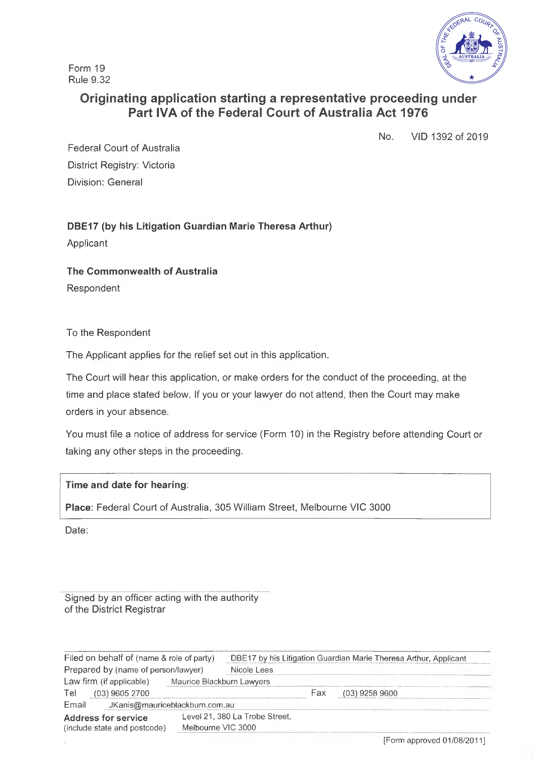Form 19
Rule 9.32

# Originating application starting a representative proceeding under Part IVA of the Federal Court of Australia Act 1976

No. VID 1392 of 2019

Federal Court of Australia
District Registry: Victoria
Division: General

**DBE17 (by his Litigation Guardian Marie Theresa Arthur)**
Applicant

**The Commonwealth of Australia**
Respondent

To the Respondent

The Applicant applies for the relief set out in this application.

The Court will hear this application, or make orders for the conduct of the proceeding, at the time and place stated below. If you or your lawyer do not attend, then the Court may make orders in your absence.

You must file a notice of address for service (Form 10) in the Registry before attending Court or taking any other steps in the proceeding.

**Time and date for hearing**:

**Place**: Federal Court of Australia, 305 William Street, Melbourne VIC 3000

Date:

Signed by an officer acting with the authority of the District Registrar

| | |
|---|---|
| Filed on behalf of (name & role of party) | DBE17 by his Litigation Guardian Marie Theresa Arthur, Applicant |
| Prepared by (name of person/lawyer) | Nicole Lees |
| Law firm (if applicable) | Maurice Blackburn Lawyers |
| Tel | (03) 9605 2700 |
| Fax | (03) 9258 9600 |
| Email | JKanis@mauriceblackburn.com.au |
| **Address for service** (include state and postcode) | Level 21, 380 La Trobe Street, Melbourne VIC 3000 |

[Form approved 01/08/2011]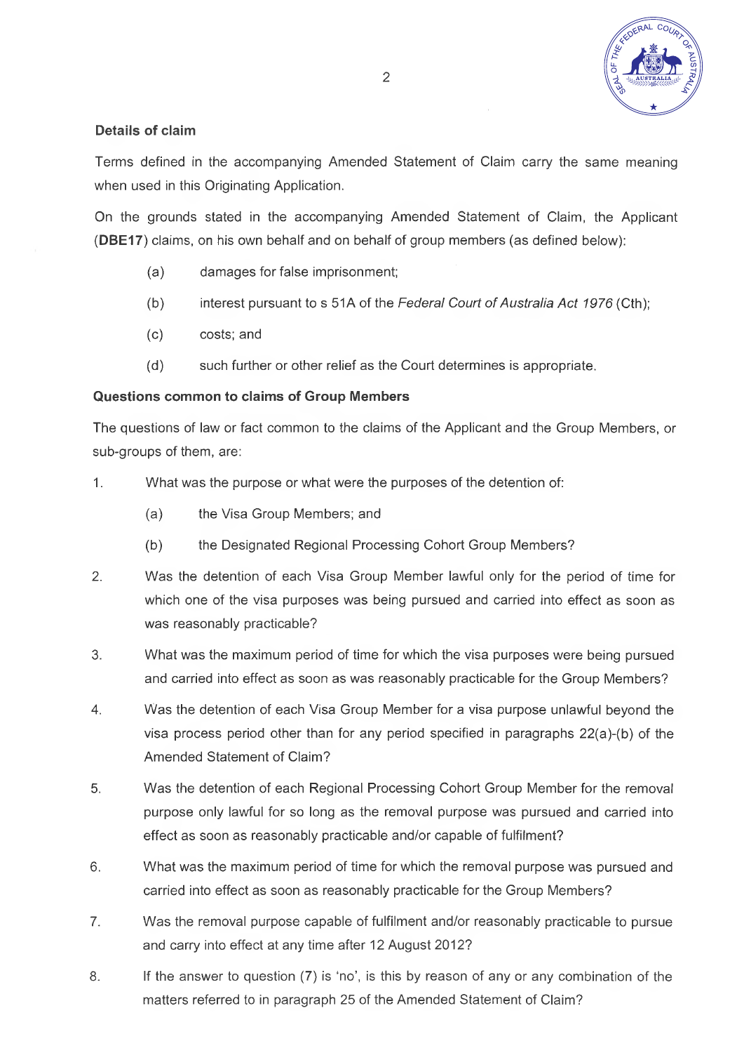**Details of claim**

Terms defined in the accompanying Amended Statement of Claim carry the same meaning when used in this Originating Application.

On the grounds stated in the accompanying Amended Statement of Claim, the Applicant (**DBE17**) claims, on his own behalf and on behalf of group members (as defined below):

(a) damages for false imprisonment;

(b) interest pursuant to s 51A of the *Federal Court of Australia Act 1976* (Cth);

(c) costs; and

(d) such further or other relief as the Court determines is appropriate.

**Questions common to claims of Group Members**

The questions of law or fact common to the claims of the Applicant and the Group Members, or sub-groups of them, are:

1. What was the purpose or what were the purposes of the detention of:

    (a) the Visa Group Members; and

    (b) the Designated Regional Processing Cohort Group Members?

2. Was the detention of each Visa Group Member lawful only for the period of time for which one of the visa purposes was being pursued and carried into effect as soon as was reasonably practicable?

3. What was the maximum period of time for which the visa purposes were being pursued and carried into effect as soon as was reasonably practicable for the Group Members?

4. Was the detention of each Visa Group Member for a visa purpose unlawful beyond the visa process period other than for any period specified in paragraphs 22(a)-(b) of the Amended Statement of Claim?

5. Was the detention of each Regional Processing Cohort Group Member for the removal purpose only lawful for so long as the removal purpose was pursued and carried into effect as soon as reasonably practicable and/or capable of fulfilment?

6. What was the maximum period of time for which the removal purpose was pursued and carried into effect as soon as reasonably practicable for the Group Members?

7. Was the removal purpose capable of fulfilment and/or reasonably practicable to pursue and carry into effect at any time after 12 August 2012?

8. If the answer to question (7) is 'no', is this by reason of any or any combination of the matters referred to in paragraph 25 of the Amended Statement of Claim?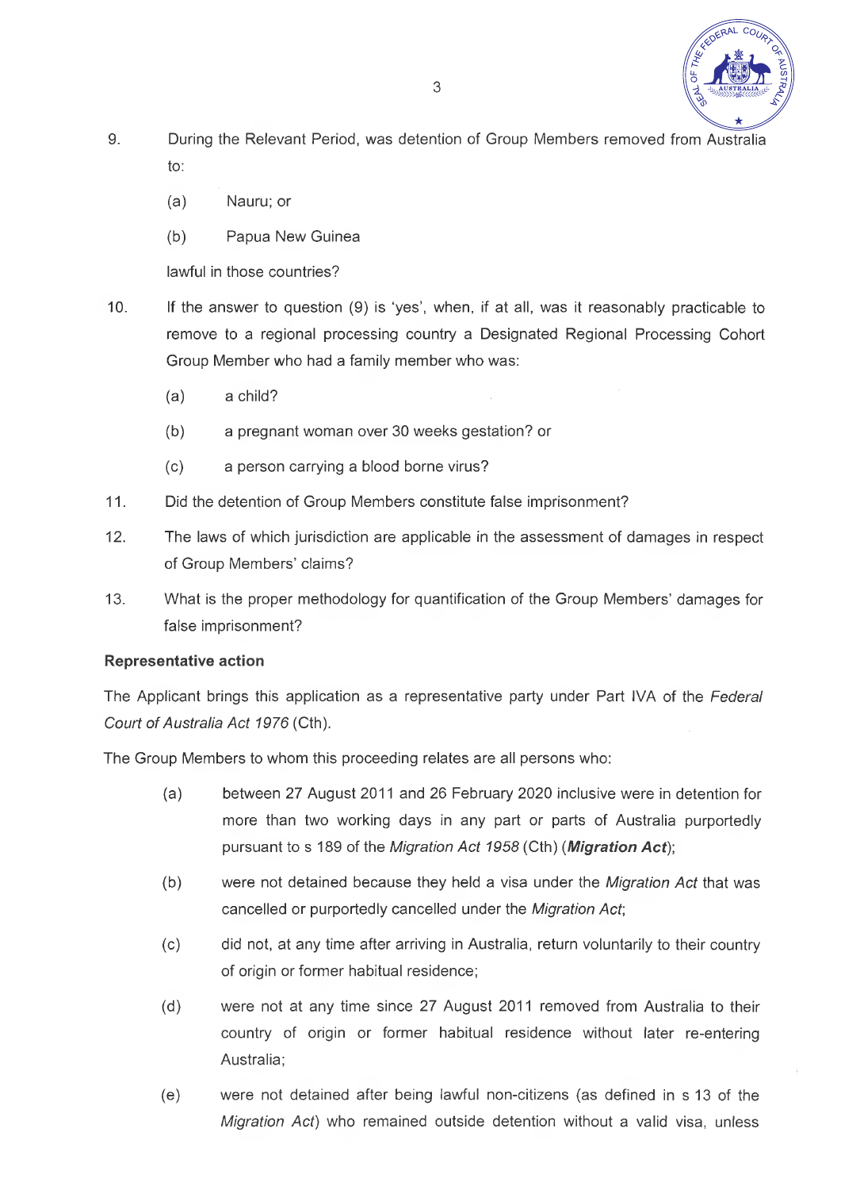9. During the Relevant Period, was detention of Group Members removed from Australia to:

   (a) Nauru; or

   (b) Papua New Guinea

   lawful in those countries?

10. If the answer to question (9) is 'yes', when, if at all, was it reasonably practicable to remove to a regional processing country a Designated Regional Processing Cohort Group Member who had a family member who was:

    (a) a child?

    (b) a pregnant woman over 30 weeks gestation? or

    (c) a person carrying a blood borne virus?

11. Did the detention of Group Members constitute false imprisonment?

12. The laws of which jurisdiction are applicable in the assessment of damages in respect of Group Members' claims?

13. What is the proper methodology for quantification of the Group Members' damages for false imprisonment?

**Representative action**

The Applicant brings this application as a representative party under Part IVA of the *Federal Court of Australia Act 1976* (Cth).

The Group Members to whom this proceeding relates are all persons who:

(a) between 27 August 2011 and 26 February 2020 inclusive were in detention for more than two working days in any part or parts of Australia purportedly pursuant to s 189 of the *Migration Act 1958* (Cth) (***Migration Act***);

(b) were not detained because they held a visa under the *Migration Act* that was cancelled or purportedly cancelled under the *Migration Act*;

(c) did not, at any time after arriving in Australia, return voluntarily to their country of origin or former habitual residence;

(d) were not at any time since 27 August 2011 removed from Australia to their country of origin or former habitual residence without later re-entering Australia;

(e) were not detained after being lawful non-citizens (as defined in s 13 of the *Migration Act*) who remained outside detention without a valid visa, unless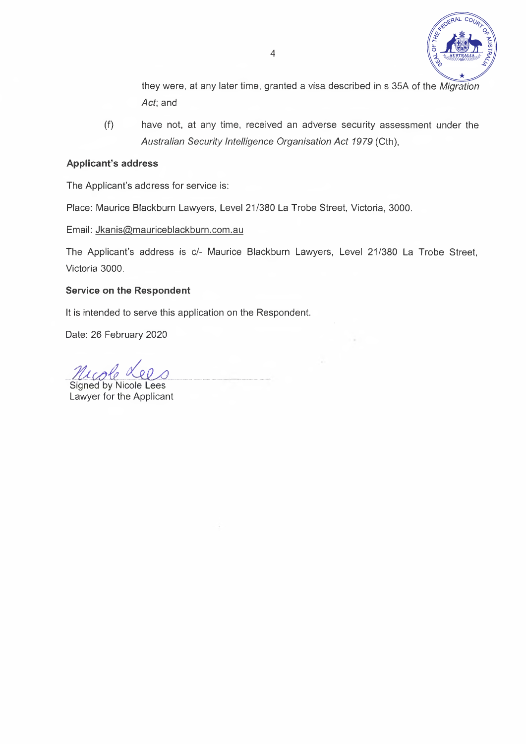they were, at any later time, granted a visa described in s 35A of the *Migration Act*; and

(f) have not, at any time, received an adverse security assessment under the *Australian Security Intelligence Organisation Act 1979* (Cth),

**Applicant's address**

The Applicant's address for service is:

Place: Maurice Blackburn Lawyers, Level 21/380 La Trobe Street, Victoria, 3000.

Email: Jkanis@mauriceblackburn.com.au

The Applicant's address is c/- Maurice Blackburn Lawyers, Level 21/380 La Trobe Street, Victoria 3000.

**Service on the Respondent**

It is intended to serve this application on the Respondent.

Date: 26 February 2020

Signed by Nicole Lees
Lawyer for the Applicant